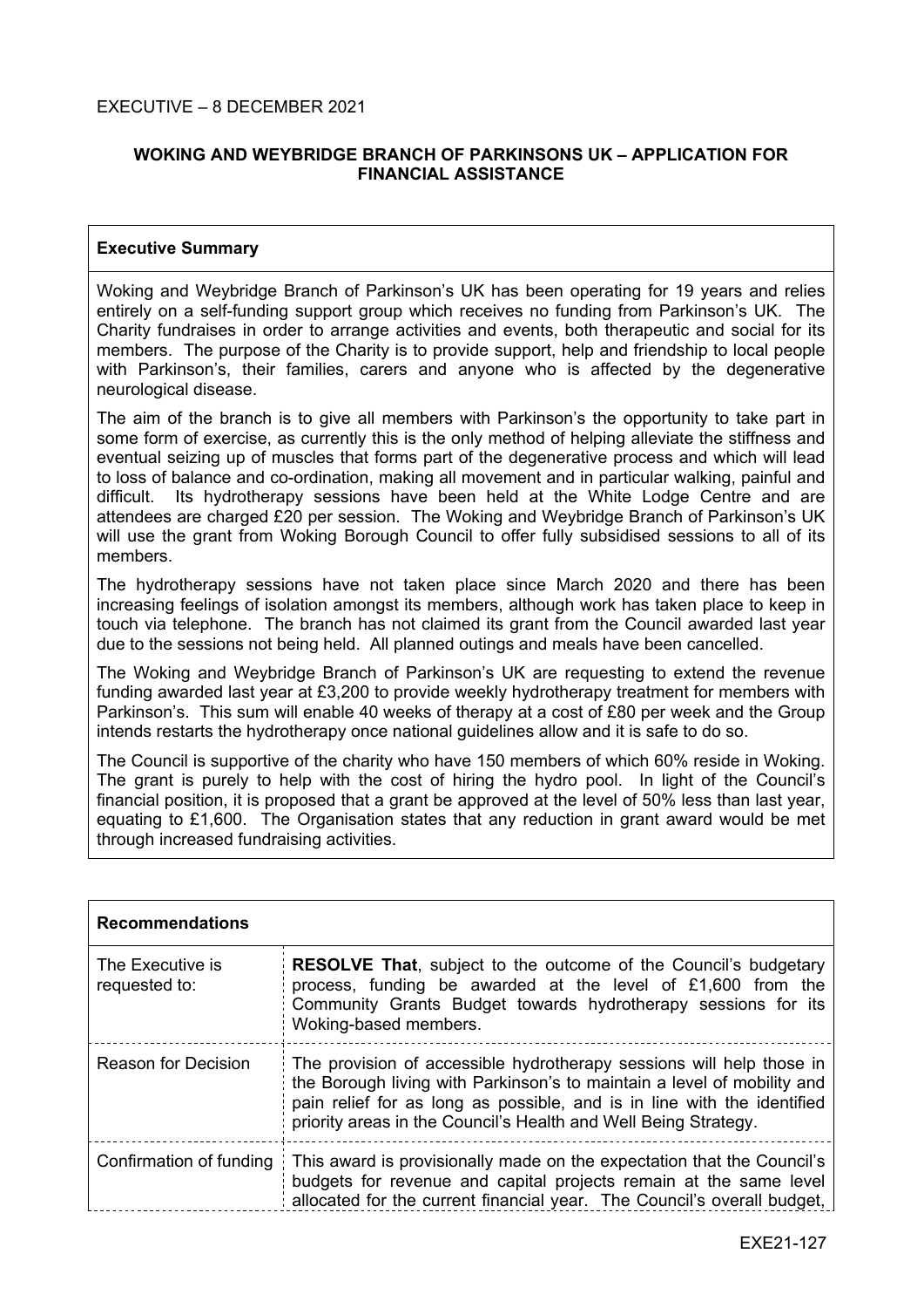EXECUTIVE – 8 DECEMBER 2021

## WOKING AND WEYBRIDGE BRANCH OF PARKINSONS UK – APPLICATION FOR FINANCIAL ASSISTANCE

### Executive Summary

Woking and Weybridge Branch of Parkinson's UK has been operating for 19 years and relies entirely on a self-funding support group which receives no funding from Parkinson's UK. The Charity fundraises in order to arrange activities and events, both therapeutic and social for its members. The purpose of the Charity is to provide support, help and friendship to local people with Parkinson's, their families, carers and anyone who is affected by the degenerative neurological disease.

The aim of the branch is to give all members with Parkinson's the opportunity to take part in some form of exercise, as currently this is the only method of helping alleviate the stiffness and eventual seizing up of muscles that forms part of the degenerative process and which will lead to loss of balance and co-ordination, making all movement and in particular walking, painful and difficult. Its hydrotherapy sessions have been held at the White Lodge Centre and are attendees are charged £20 per session. The Woking and Weybridge Branch of Parkinson's UK will use the grant from Woking Borough Council to offer fully subsidised sessions to all of its members.

The hydrotherapy sessions have not taken place since March 2020 and there has been increasing feelings of isolation amongst its members, although work has taken place to keep in touch via telephone. The branch has not claimed its grant from the Council awarded last year due to the sessions not being held. All planned outings and meals have been cancelled.

The Woking and Weybridge Branch of Parkinson's UK are requesting to extend the revenue funding awarded last year at £3,200 to provide weekly hydrotherapy treatment for members with Parkinson's. This sum will enable 40 weeks of therapy at a cost of £80 per week and the Group intends restarts the hydrotherapy once national guidelines allow and it is safe to do so.

The Council is supportive of the charity who have 150 members of which 60% reside in Woking. The grant is purely to help with the cost of hiring the hydro pool. In light of the Council's financial position, it is proposed that a grant be approved at the level of 50% less than last year, equating to £1,600. The Organisation states that any reduction in grant award would be met through increased fundraising activities.

| Recommendations | |
|---|---|
| The Executive is requested to: | **RESOLVE That**, subject to the outcome of the Council's budgetary process, funding be awarded at the level of £1,600 from the Community Grants Budget towards hydrotherapy sessions for its Woking-based members. |
| Reason for Decision | The provision of accessible hydrotherapy sessions will help those in the Borough living with Parkinson's to maintain a level of mobility and pain relief for as long as possible, and is in line with the identified priority areas in the Council's Health and Well Being Strategy. |
| Confirmation of funding | This award is provisionally made on the expectation that the Council's budgets for revenue and capital projects remain at the same level allocated for the current financial year. The Council's overall budget, |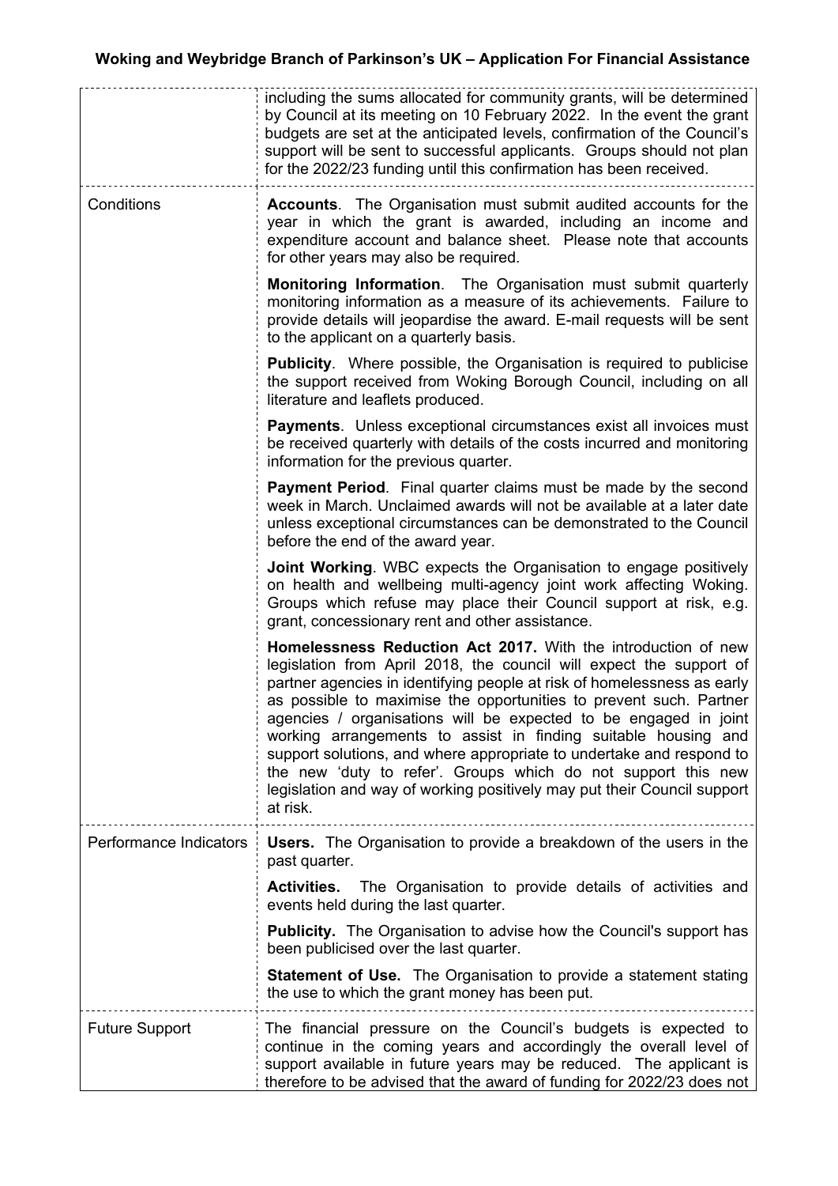| | |
|---|---|
| | including the sums allocated for community grants, will be determined by Council at its meeting on 10 February 2022. In the event the grant budgets are set at the anticipated levels, confirmation of the Council's support will be sent to successful applicants. Groups should not plan for the 2022/23 funding until this confirmation has been received. |
| Conditions | **Accounts**. The Organisation must submit audited accounts for the year in which the grant is awarded, including an income and expenditure account and balance sheet. Please note that accounts for other years may also be required.<br><br>**Monitoring Information**. The Organisation must submit quarterly monitoring information as a measure of its achievements. Failure to provide details will jeopardise the award. E-mail requests will be sent to the applicant on a quarterly basis.<br><br>**Publicity**. Where possible, the Organisation is required to publicise the support received from Woking Borough Council, including on all literature and leaflets produced.<br><br>**Payments**. Unless exceptional circumstances exist all invoices must be received quarterly with details of the costs incurred and monitoring information for the previous quarter.<br><br>**Payment Period**. Final quarter claims must be made by the second week in March. Unclaimed awards will not be available at a later date unless exceptional circumstances can be demonstrated to the Council before the end of the award year.<br><br>**Joint Working**. WBC expects the Organisation to engage positively on health and wellbeing multi-agency joint work affecting Woking. Groups which refuse may place their Council support at risk, e.g. grant, concessionary rent and other assistance.<br><br>**Homelessness Reduction Act 2017.** With the introduction of new legislation from April 2018, the council will expect the support of partner agencies in identifying people at risk of homelessness as early as possible to maximise the opportunities to prevent such. Partner agencies / organisations will be expected to be engaged in joint working arrangements to assist in finding suitable housing and support solutions, and where appropriate to undertake and respond to the new 'duty to refer'. Groups which do not support this new legislation and way of working positively may put their Council support at risk. |
| Performance Indicators | **Users.** The Organisation to provide a breakdown of the users in the past quarter.<br><br>**Activities.** The Organisation to provide details of activities and events held during the last quarter.<br><br>**Publicity.** The Organisation to advise how the Council's support has been publicised over the last quarter.<br><br>**Statement of Use.** The Organisation to provide a statement stating the use to which the grant money has been put. |
| Future Support | The financial pressure on the Council's budgets is expected to continue in the coming years and accordingly the overall level of support available in future years may be reduced. The applicant is therefore to be advised that the award of funding for 2022/23 does not |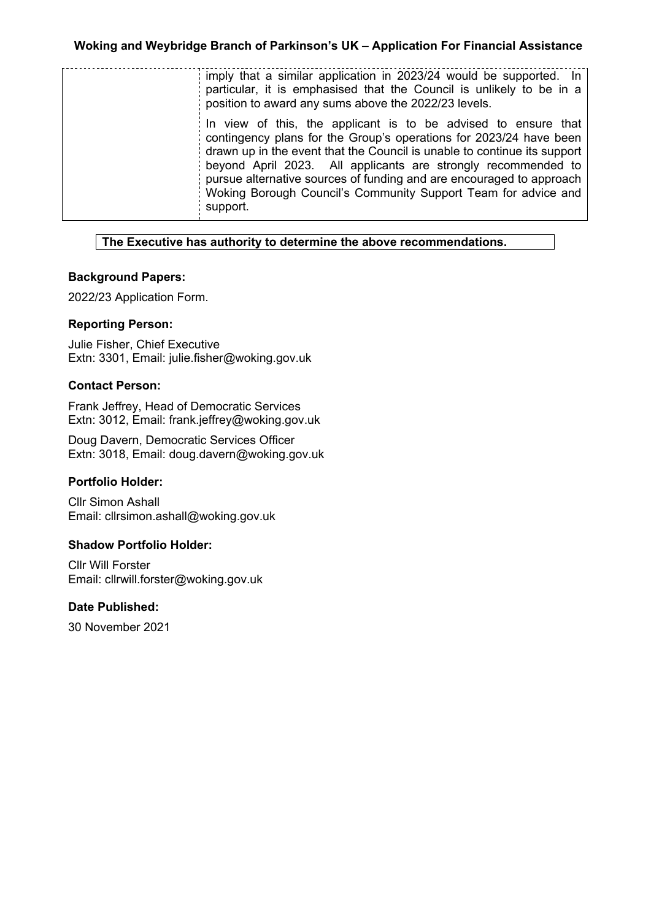| | imply that a similar application in 2023/24 would be supported. In particular, it is emphasised that the Council is unlikely to be in a position to award any sums above the 2022/23 levels.<br><br>In view of this, the applicant is to be advised to ensure that contingency plans for the Group's operations for 2023/24 have been drawn up in the event that the Council is unable to continue its support beyond April 2023. All applicants are strongly recommended to pursue alternative sources of funding and are encouraged to approach Woking Borough Council's Community Support Team for advice and support. |
|---|---|

**The Executive has authority to determine the above recommendations.**

### Background Papers:

2022/23 Application Form.

### Reporting Person:

Julie Fisher, Chief Executive
Extn: 3301, Email: julie.fisher@woking.gov.uk

### Contact Person:

Frank Jeffrey, Head of Democratic Services
Extn: 3012, Email: frank.jeffrey@woking.gov.uk

Doug Davern, Democratic Services Officer
Extn: 3018, Email: doug.davern@woking.gov.uk

### Portfolio Holder:

Cllr Simon Ashall
Email: cllrsimon.ashall@woking.gov.uk

### Shadow Portfolio Holder:

Cllr Will Forster
Email: cllrwill.forster@woking.gov.uk

### Date Published:

30 November 2021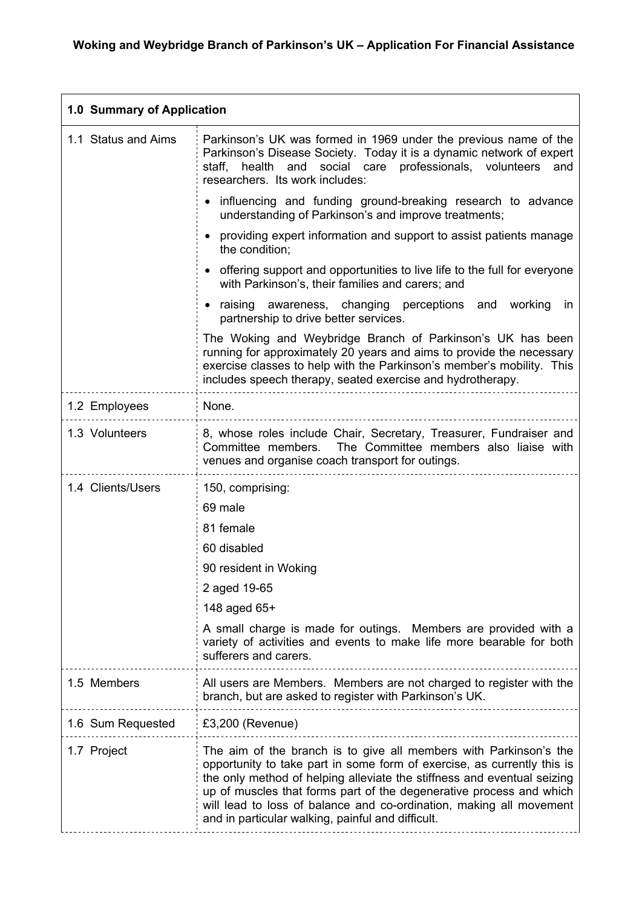**Woking and Weybridge Branch of Parkinson's UK – Application For Financial Assistance**

| **1.0 Summary of Application** | |
|---|---|
| 1.1 Status and Aims | Parkinson's UK was formed in 1969 under the previous name of the Parkinson's Disease Society. Today it is a dynamic network of expert staff, health and social care professionals, volunteers and researchers. Its work includes:<br>• influencing and funding ground-breaking research to advance understanding of Parkinson's and improve treatments;<br>• providing expert information and support to assist patients manage the condition;<br>• offering support and opportunities to live life to the full for everyone with Parkinson's, their families and carers; and<br>• raising awareness, changing perceptions and working in partnership to drive better services.<br>The Woking and Weybridge Branch of Parkinson's UK has been running for approximately 20 years and aims to provide the necessary exercise classes to help with the Parkinson's member's mobility. This includes speech therapy, seated exercise and hydrotherapy. |
| 1.2 Employees | None. |
| 1.3 Volunteers | 8, whose roles include Chair, Secretary, Treasurer, Fundraiser and Committee members. The Committee members also liaise with venues and organise coach transport for outings. |
| 1.4 Clients/Users | 150, comprising:<br>69 male<br>81 female<br>60 disabled<br>90 resident in Woking<br>2 aged 19-65<br>148 aged 65+<br>A small charge is made for outings. Members are provided with a variety of activities and events to make life more bearable for both sufferers and carers. |
| 1.5 Members | All users are Members. Members are not charged to register with the branch, but are asked to register with Parkinson's UK. |
| 1.6 Sum Requested | £3,200 (Revenue) |
| 1.7 Project | The aim of the branch is to give all members with Parkinson's the opportunity to take part in some form of exercise, as currently this is the only method of helping alleviate the stiffness and eventual seizing up of muscles that forms part of the degenerative process and which will lead to loss of balance and co-ordination, making all movement and in particular walking, painful and difficult. |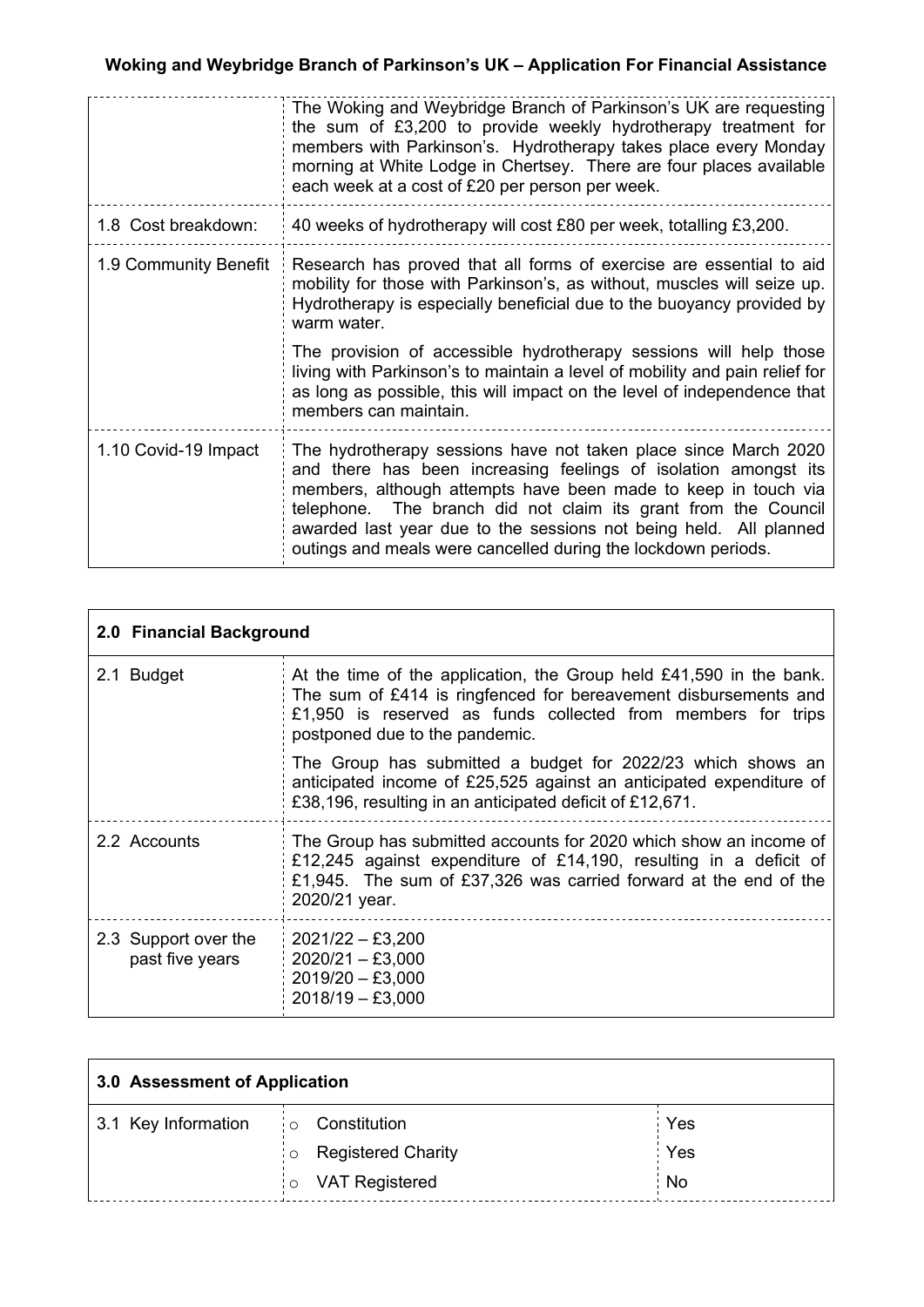## Woking and Weybridge Branch of Parkinson's UK – Application For Financial Assistance

| | |
|---|---|
| | The Woking and Weybridge Branch of Parkinson's UK are requesting the sum of £3,200 to provide weekly hydrotherapy treatment for members with Parkinson's. Hydrotherapy takes place every Monday morning at White Lodge in Chertsey. There are four places available each week at a cost of £20 per person per week. |
| 1.8 Cost breakdown: | 40 weeks of hydrotherapy will cost £80 per week, totalling £3,200. |
| 1.9 Community Benefit | Research has proved that all forms of exercise are essential to aid mobility for those with Parkinson's, as without, muscles will seize up. Hydrotherapy is especially beneficial due to the buoyancy provided by warm water.<br><br>The provision of accessible hydrotherapy sessions will help those living with Parkinson's to maintain a level of mobility and pain relief for as long as possible, this will impact on the level of independence that members can maintain. |
| 1.10 Covid-19 Impact | The hydrotherapy sessions have not taken place since March 2020 and there has been increasing feelings of isolation amongst its members, although attempts have been made to keep in touch via telephone. The branch did not claim its grant from the Council awarded last year due to the sessions not being held. All planned outings and meals were cancelled during the lockdown periods. |

| **2.0 Financial Background** | |
|---|---|
| 2.1 Budget | At the time of the application, the Group held £41,590 in the bank. The sum of £414 is ringfenced for bereavement disbursements and £1,950 is reserved as funds collected from members for trips postponed due to the pandemic.<br><br>The Group has submitted a budget for 2022/23 which shows an anticipated income of £25,525 against an anticipated expenditure of £38,196, resulting in an anticipated deficit of £12,671. |
| 2.2 Accounts | The Group has submitted accounts for 2020 which show an income of £12,245 against expenditure of £14,190, resulting in a deficit of £1,945. The sum of £37,326 was carried forward at the end of the 2020/21 year. |
| 2.3 Support over the past five years | 2021/22 – £3,200<br>2020/21 – £3,000<br>2019/20 – £3,000<br>2018/19 – £3,000 |

| **3.0 Assessment of Application** | | |
|---|---|---|
| 3.1 Key Information | ○ Constitution | Yes |
| | ○ Registered Charity | Yes |
| | ○ VAT Registered | No |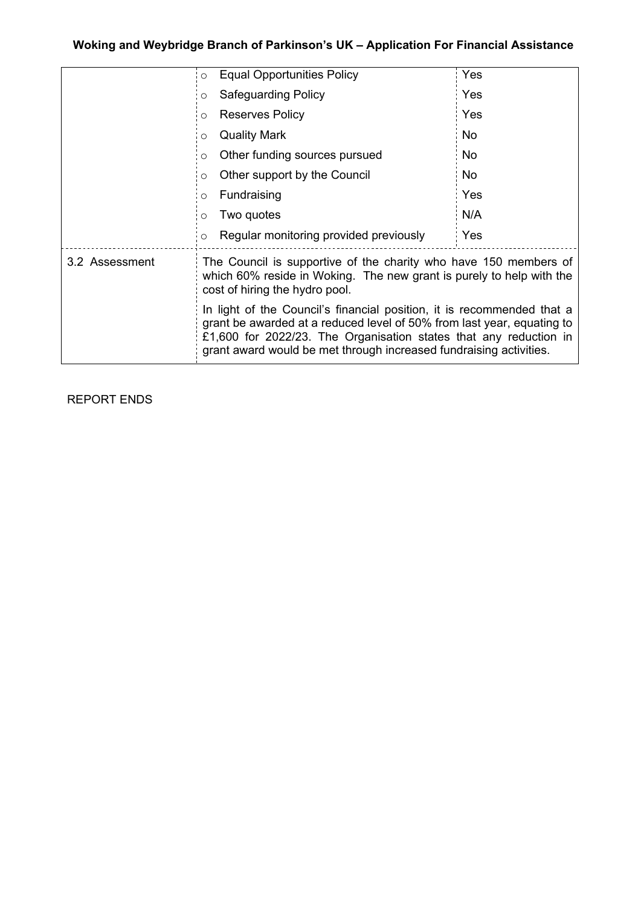| | | |
|---|---|---|
| | ○ Equal Opportunities Policy | Yes |
| | ○ Safeguarding Policy | Yes |
| | ○ Reserves Policy | Yes |
| | ○ Quality Mark | No |
| | ○ Other funding sources pursued | No |
| | ○ Other support by the Council | No |
| | ○ Fundraising | Yes |
| | ○ Two quotes | N/A |
| | ○ Regular monitoring provided previously | Yes |
| 3.2 Assessment | The Council is supportive of the charity who have 150 members of which 60% reside in Woking. The new grant is purely to help with the cost of hiring the hydro pool.<br><br>In light of the Council's financial position, it is recommended that a grant be awarded at a reduced level of 50% from last year, equating to £1,600 for 2022/23. The Organisation states that any reduction in grant award would be met through increased fundraising activities. | |

REPORT ENDS